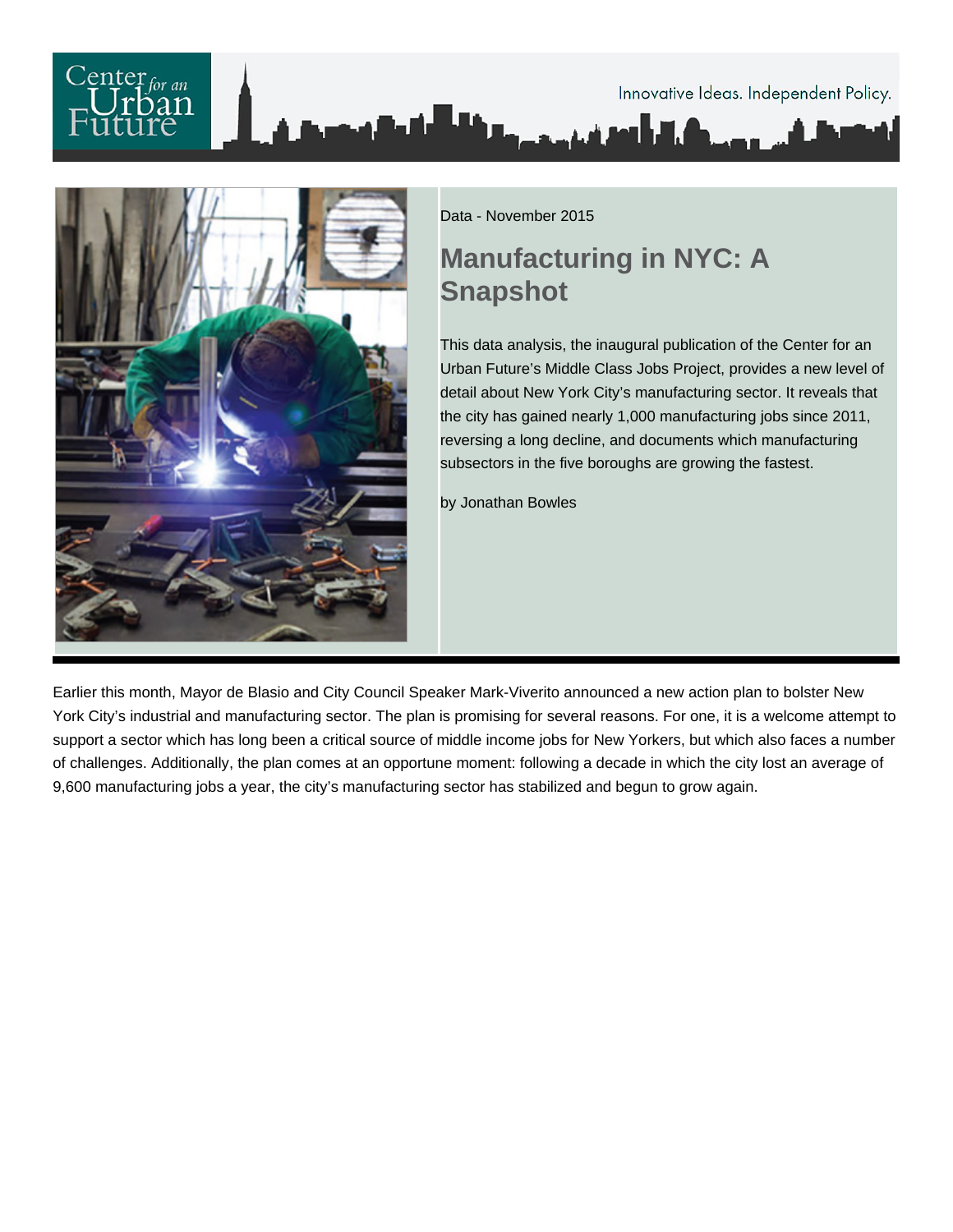Data - November 2015

# Manufacturing in NYC: A Snapshot

This data analysis, the inaugural publication of the Center for an Urban Future's Middle Class Jobs Project, provides a new level of detail about New York City's manufacturing sector. It reveals that the city has gained nearly 1,000 manufacturing jobs since 2011, reversing a long decline, and documents which manufacturing subsectors in the five boroughs are growing the fastest.

by Jonathan Bowles

Earlier this month, Mayor de Blasio and City Council Speaker Mark-Viverito announced a new action plan to bolster New York City's industrial and manufacturing sector. The plan is promising for several reasons. For one, it is a welcome attempt to support a sector which has long been a critical source of middle income jobs for New Yorkers, but which also faces a number of challenges. Additionally, the plan comes at an opportune moment: following a decade in which the city lost an average of 9,600 manufacturing jobs a year, the city's manufacturing sector has stabilized and begun to grow again.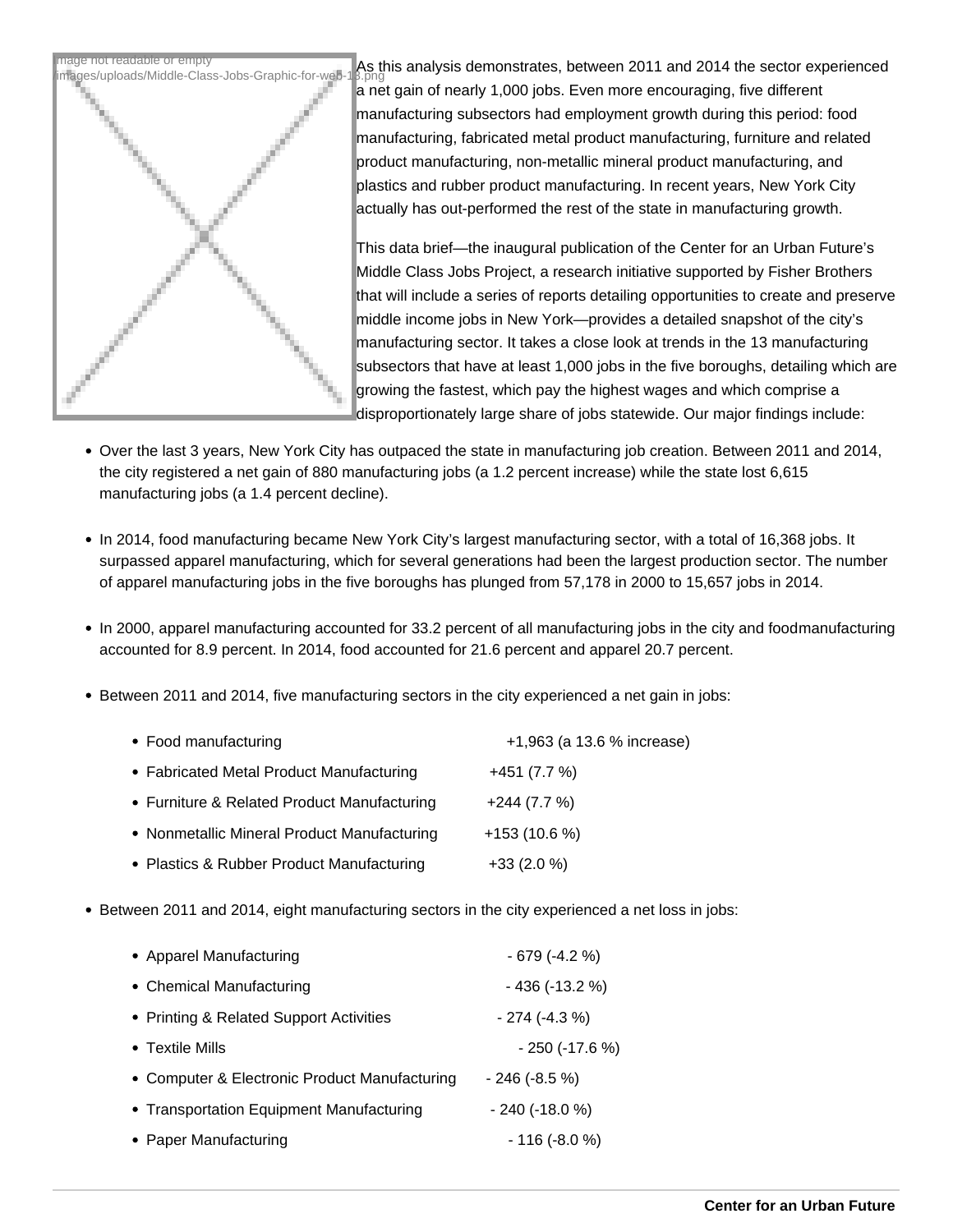As this analysis demonstrates, between 2011 and 2014 the sector experienced a net gain of nearly 1,000 jobs. Even more encouraging, five different manufacturing subsectors had employment growth during this period: food manufacturing, fabricated metal product manufacturing, furniture and related product manufacturing, non-metallic mineral product manufacturing, and plastics and rubber product manufacturing. In recent years, New York City actually has out-performed the rest of the state in manufacturing growth.

This data brief—the inaugural publication of the Center for an Urban Future's Middle Class Jobs Project, a research initiative supported by Fisher Brothers that will include a series of reports detailing opportunities to create and preserve middle income jobs in New York—provides a detailed snapshot of the city's manufacturing sector. It takes a close look at trends in the 13 manufacturing subsectors that have at least 1,000 jobs in the five boroughs, detailing which are growing the fastest, which pay the highest wages and which comprise a disproportionately large share of jobs statewide. Our major findings include:

- Over the last 3 years, New York City has outpaced the state in manufacturing job creation. Between 2011 and 2014, the city registered a net gain of 880 manufacturing jobs (a 1.2 percent increase) while the state lost 6,615 manufacturing jobs (a 1.4 percent decline).

- In 2014, food manufacturing became New York City's largest manufacturing sector, with a total of 16,368 jobs. It surpassed apparel manufacturing, which for several generations had been the largest production sector. The number of apparel manufacturing jobs in the five boroughs has plunged from 57,178 in 2000 to 15,657 jobs in 2014.

- In 2000, apparel manufacturing accounted for 33.2 percent of all manufacturing jobs in the city and foodmanufacturing accounted for 8.9 percent. In 2014, food accounted for 21.6 percent and apparel 20.7 percent.

- Between 2011 and 2014, five manufacturing sectors in the city experienced a net gain in jobs:
  - Food manufacturing +1,963 (a 13.6 % increase)
  - Fabricated Metal Product Manufacturing +451 (7.7 %)
  - Furniture & Related Product Manufacturing +244 (7.7 %)
  - Nonmetallic Mineral Product Manufacturing +153 (10.6 %)
  - Plastics & Rubber Product Manufacturing +33 (2.0 %)

- Between 2011 and 2014, eight manufacturing sectors in the city experienced a net loss in jobs:
  - Apparel Manufacturing - 679 (-4.2 %)
  - Chemical Manufacturing - 436 (-13.2 %)
  - Printing & Related Support Activities - 274 (-4.3 %)
  - Textile Mills - 250 (-17.6 %)
  - Computer & Electronic Product Manufacturing - 246 (-8.5 %)
  - Transportation Equipment Manufacturing - 240 (-18.0 %)
  - Paper Manufacturing - 116 (-8.0 %)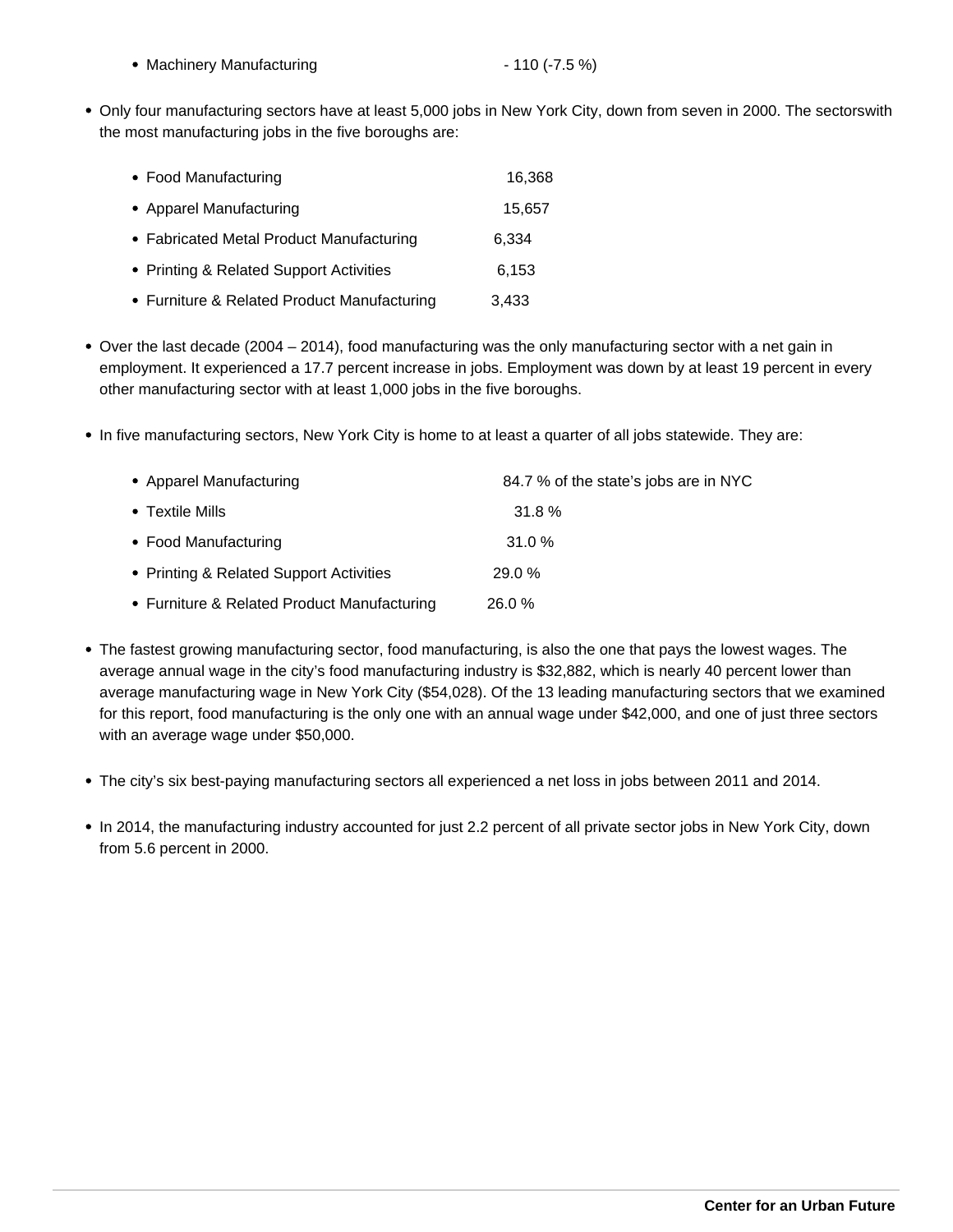- Machinery Manufacturing - 110 (-7.5 %)

- Only four manufacturing sectors have at least 5,000 jobs in New York City, down from seven in 2000. The sectorswith the most manufacturing jobs in the five boroughs are:
  - Food Manufacturing 16,368
  - Apparel Manufacturing 15,657
  - Fabricated Metal Product Manufacturing 6,334
  - Printing & Related Support Activities 6,153
  - Furniture & Related Product Manufacturing 3,433

- Over the last decade (2004 – 2014), food manufacturing was the only manufacturing sector with a net gain in employment. It experienced a 17.7 percent increase in jobs. Employment was down by at least 19 percent in every other manufacturing sector with at least 1,000 jobs in the five boroughs.

- In five manufacturing sectors, New York City is home to at least a quarter of all jobs statewide. They are:
  - Apparel Manufacturing 84.7 % of the state's jobs are in NYC
  - Textile Mills 31.8 %
  - Food Manufacturing 31.0 %
  - Printing & Related Support Activities 29.0 %
  - Furniture & Related Product Manufacturing 26.0 %

- The fastest growing manufacturing sector, food manufacturing, is also the one that pays the lowest wages. The average annual wage in the city's food manufacturing industry is $32,882, which is nearly 40 percent lower than average manufacturing wage in New York City ($54,028). Of the 13 leading manufacturing sectors that we examined for this report, food manufacturing is the only one with an annual wage under $42,000, and one of just three sectors with an average wage under $50,000.

- The city's six best-paying manufacturing sectors all experienced a net loss in jobs between 2011 and 2014.

- In 2014, the manufacturing industry accounted for just 2.2 percent of all private sector jobs in New York City, down from 5.6 percent in 2000.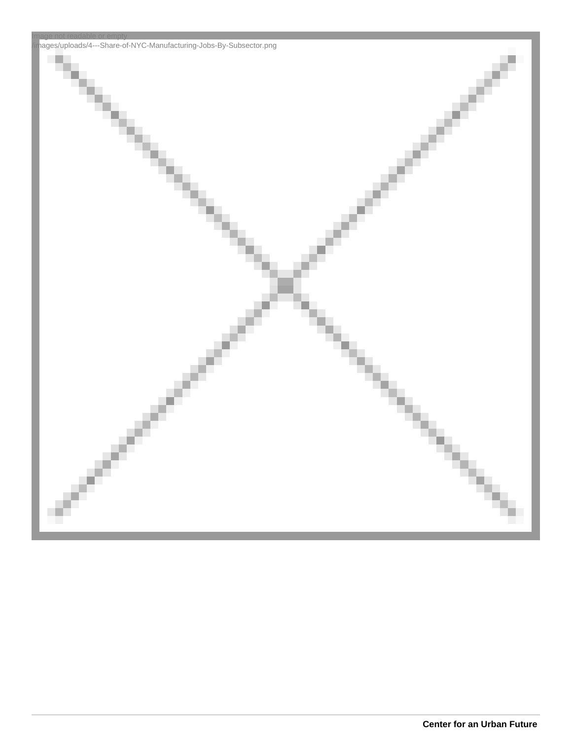Image not readable or empty
/images/uploads/4---Share-of-NYC-Manufacturing-Jobs-By-Subsector.png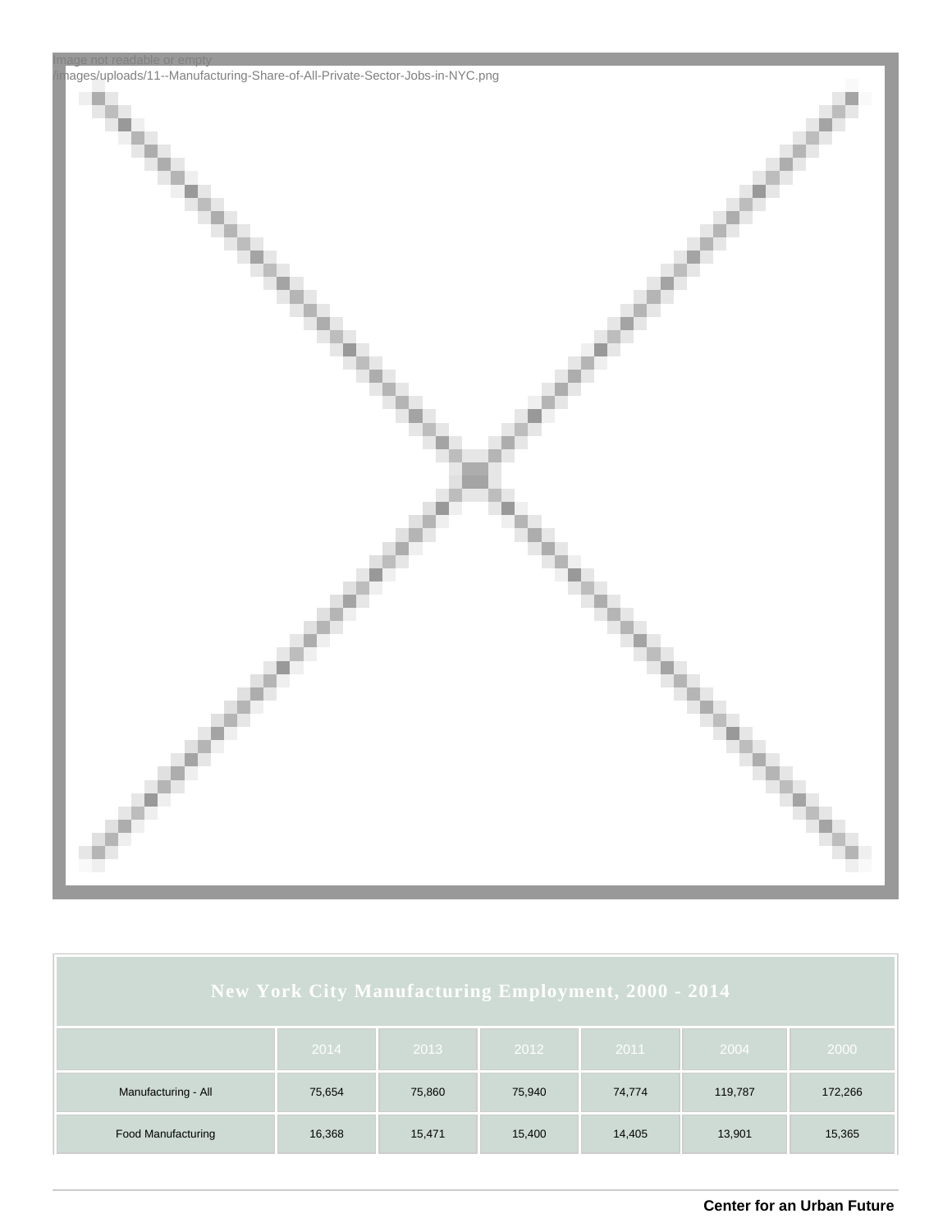Image not readable or empty
/images/uploads/11--Manufacturing-Share-of-All-Private-Sector-Jobs-in-NYC.png

| New York City Manufacturing Employment, 2000 - 2014 | | | | | | |
|---|---|---|---|---|---|---|
| | 2014 | 2013 | 2012 | 2011 | 2004 | 2000 |
| Manufacturing - All | 75,654 | 75,860 | 75,940 | 74,774 | 119,787 | 172,266 |
| Food Manufacturing | 16,368 | 15,471 | 15,400 | 14,405 | 13,901 | 15,365 |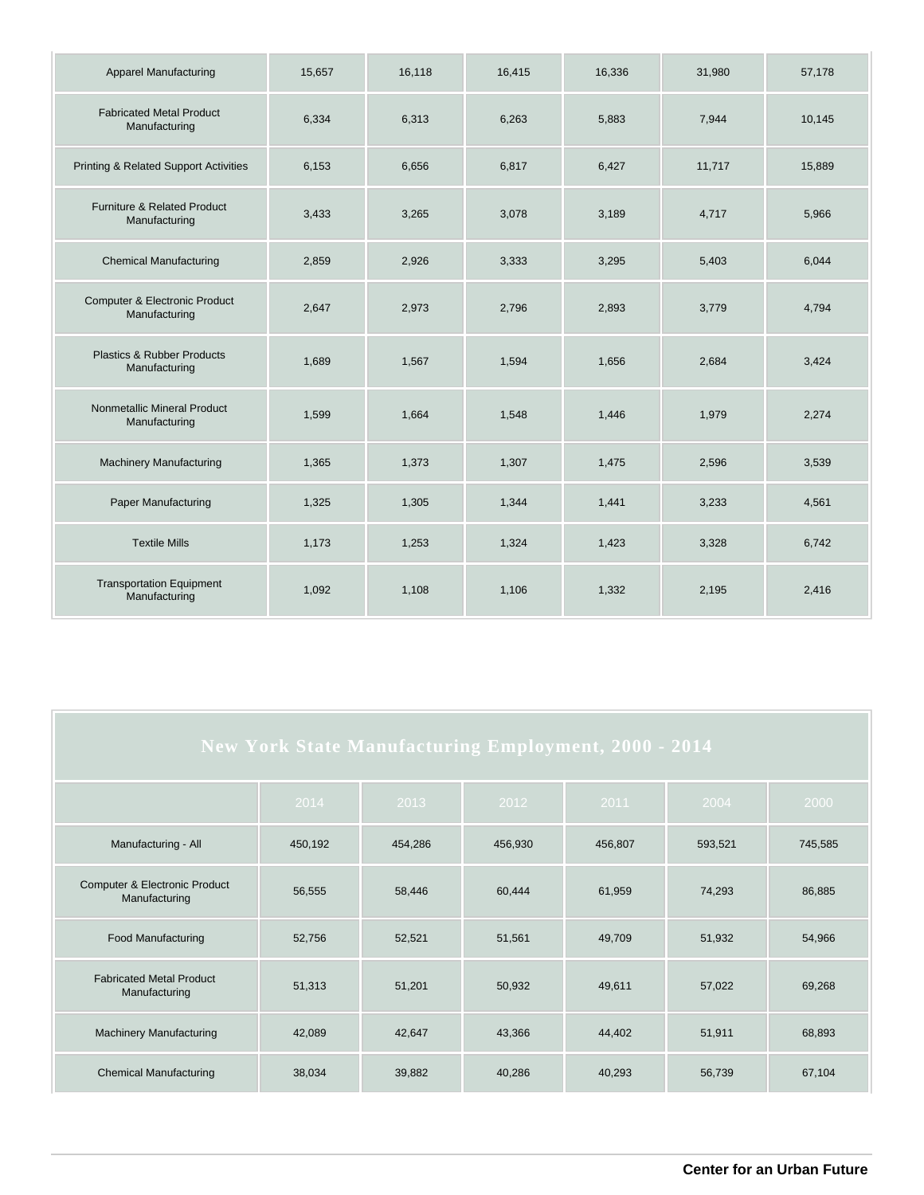| | | | | | | |
|---|---|---|---|---|---|---|
| Apparel Manufacturing | 15,657 | 16,118 | 16,415 | 16,336 | 31,980 | 57,178 |
| Fabricated Metal Product Manufacturing | 6,334 | 6,313 | 6,263 | 5,883 | 7,944 | 10,145 |
| Printing & Related Support Activities | 6,153 | 6,656 | 6,817 | 6,427 | 11,717 | 15,889 |
| Furniture & Related Product Manufacturing | 3,433 | 3,265 | 3,078 | 3,189 | 4,717 | 5,966 |
| Chemical Manufacturing | 2,859 | 2,926 | 3,333 | 3,295 | 5,403 | 6,044 |
| Computer & Electronic Product Manufacturing | 2,647 | 2,973 | 2,796 | 2,893 | 3,779 | 4,794 |
| Plastics & Rubber Products Manufacturing | 1,689 | 1,567 | 1,594 | 1,656 | 2,684 | 3,424 |
| Nonmetallic Mineral Product Manufacturing | 1,599 | 1,664 | 1,548 | 1,446 | 1,979 | 2,274 |
| Machinery Manufacturing | 1,365 | 1,373 | 1,307 | 1,475 | 2,596 | 3,539 |
| Paper Manufacturing | 1,325 | 1,305 | 1,344 | 1,441 | 3,233 | 4,561 |
| Textile Mills | 1,173 | 1,253 | 1,324 | 1,423 | 3,328 | 6,742 |
| Transportation Equipment Manufacturing | 1,092 | 1,108 | 1,106 | 1,332 | 2,195 | 2,416 |

**New York State Manufacturing Employment, 2000 - 2014**

| | 2014 | 2013 | 2012 | 2011 | 2004 | 2000 |
|---|---|---|---|---|---|---|
| Manufacturing - All | 450,192 | 454,286 | 456,930 | 456,807 | 593,521 | 745,585 |
| Computer & Electronic Product Manufacturing | 56,555 | 58,446 | 60,444 | 61,959 | 74,293 | 86,885 |
| Food Manufacturing | 52,756 | 52,521 | 51,561 | 49,709 | 51,932 | 54,966 |
| Fabricated Metal Product Manufacturing | 51,313 | 51,201 | 50,932 | 49,611 | 57,022 | 69,268 |
| Machinery Manufacturing | 42,089 | 42,647 | 43,366 | 44,402 | 51,911 | 68,893 |
| Chemical Manufacturing | 38,034 | 39,882 | 40,286 | 40,293 | 56,739 | 67,104 |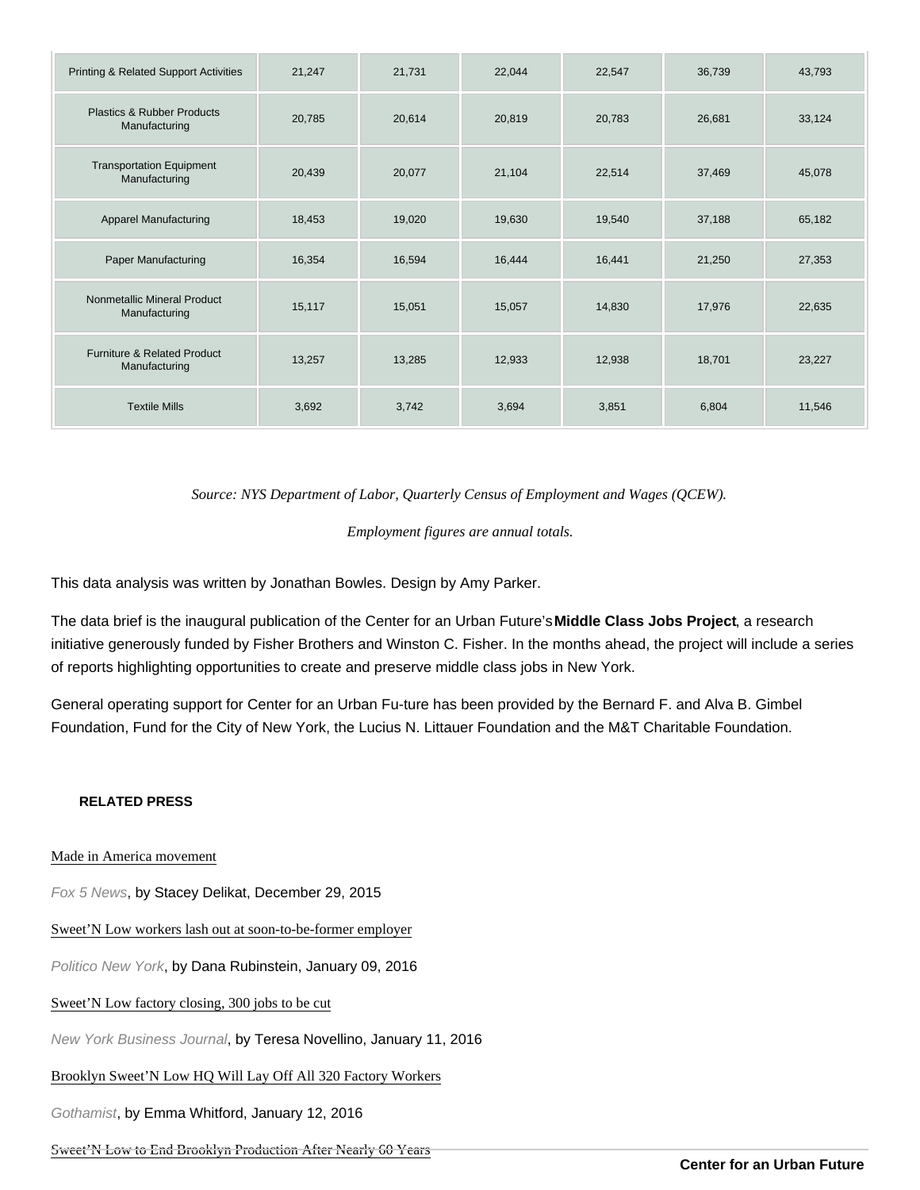| | | | | | | |
|---|---|---|---|---|---|---|
| Printing & Related Support Activities | 21,247 | 21,731 | 22,044 | 22,547 | 36,739 | 43,793 |
| Plastics & Rubber Products Manufacturing | 20,785 | 20,614 | 20,819 | 20,783 | 26,681 | 33,124 |
| Transportation Equipment Manufacturing | 20,439 | 20,077 | 21,104 | 22,514 | 37,469 | 45,078 |
| Apparel Manufacturing | 18,453 | 19,020 | 19,630 | 19,540 | 37,188 | 65,182 |
| Paper Manufacturing | 16,354 | 16,594 | 16,444 | 16,441 | 21,250 | 27,353 |
| Nonmetallic Mineral Product Manufacturing | 15,117 | 15,051 | 15,057 | 14,830 | 17,976 | 22,635 |
| Furniture & Related Product Manufacturing | 13,257 | 13,285 | 12,933 | 12,938 | 18,701 | 23,227 |
| Textile Mills | 3,692 | 3,742 | 3,694 | 3,851 | 6,804 | 11,546 |

*Source: NYS Department of Labor, Quarterly Census of Employment and Wages (QCEW).*

*Employment figures are annual totals.*

This data analysis was written by Jonathan Bowles. Design by Amy Parker.

The data brief is the inaugural publication of the Center for an Urban Future's **Middle Class Jobs Project**, a research initiative generously funded by Fisher Brothers and Winston C. Fisher. In the months ahead, the project will include a series of reports highlighting opportunities to create and preserve middle class jobs in New York.

General operating support for Center for an Urban Fu-ture has been provided by the Bernard F. and Alva B. Gimbel Foundation, Fund for the City of New York, the Lucius N. Littauer Foundation and the M&T Charitable Foundation.

**RELATED PRESS**

Made in America movement

*Fox 5 News*, by Stacey Delikat, December 29, 2015

Sweet'N Low workers lash out at soon-to-be-former employer

*Politico New York*, by Dana Rubinstein, January 09, 2016

Sweet'N Low factory closing, 300 jobs to be cut

*New York Business Journal*, by Teresa Novellino, January 11, 2016

Brooklyn Sweet'N Low HQ Will Lay Off All 320 Factory Workers

*Gothamist*, by Emma Whitford, January 12, 2016

Sweet'N Low to End Brooklyn Production After Nearly 60 Years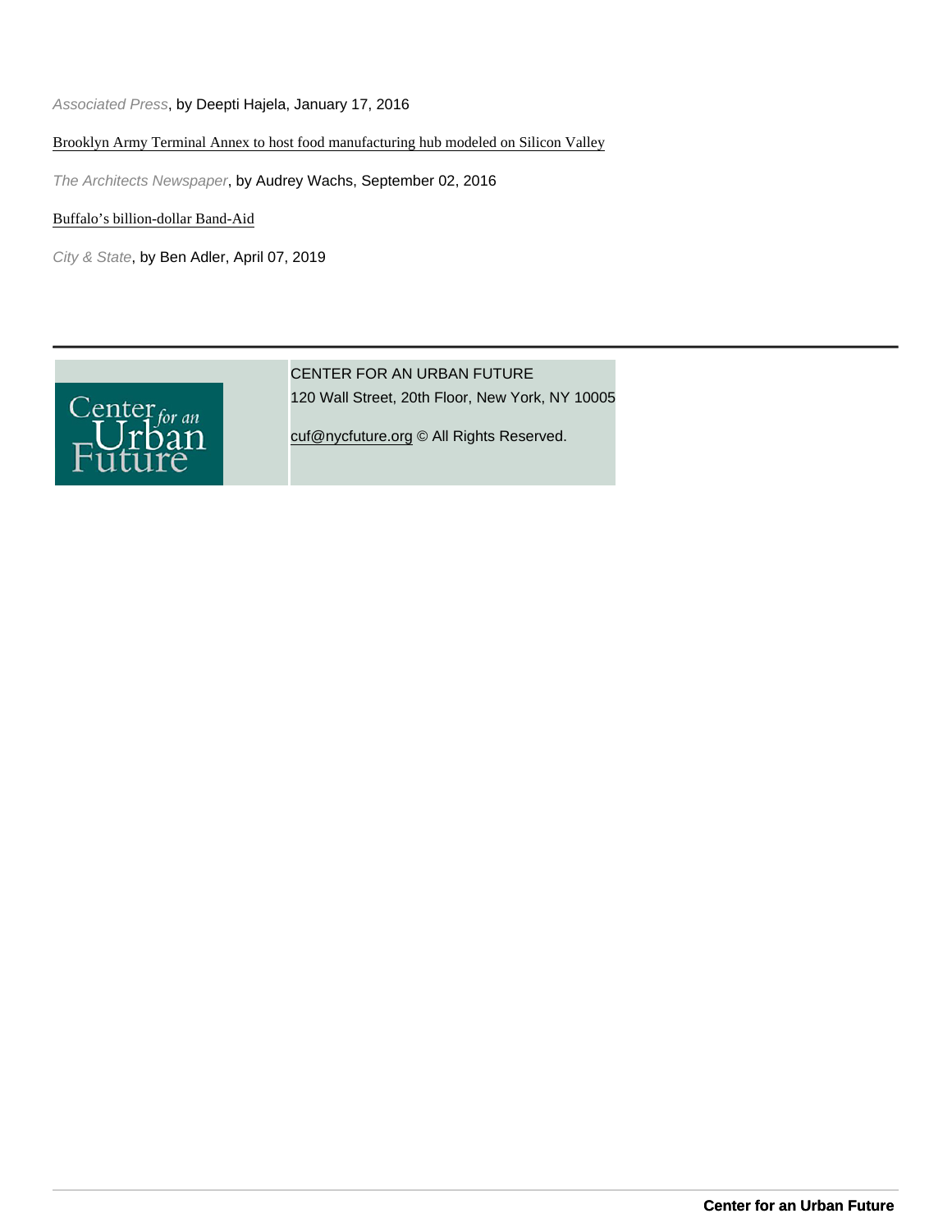*Associated Press*, by Deepti Hajela, January 17, 2016

Brooklyn Army Terminal Annex to host food manufacturing hub modeled on Silicon Valley

*The Architects Newspaper*, by Audrey Wachs, September 02, 2016

Buffalo's billion-dollar Band-Aid

*City & State*, by Ben Adler, April 07, 2019

---

Center for an Urban Future

CENTER FOR AN URBAN FUTURE
120 Wall Street, 20th Floor, New York, NY 10005

cuf@nycfuture.org © All Rights Reserved.